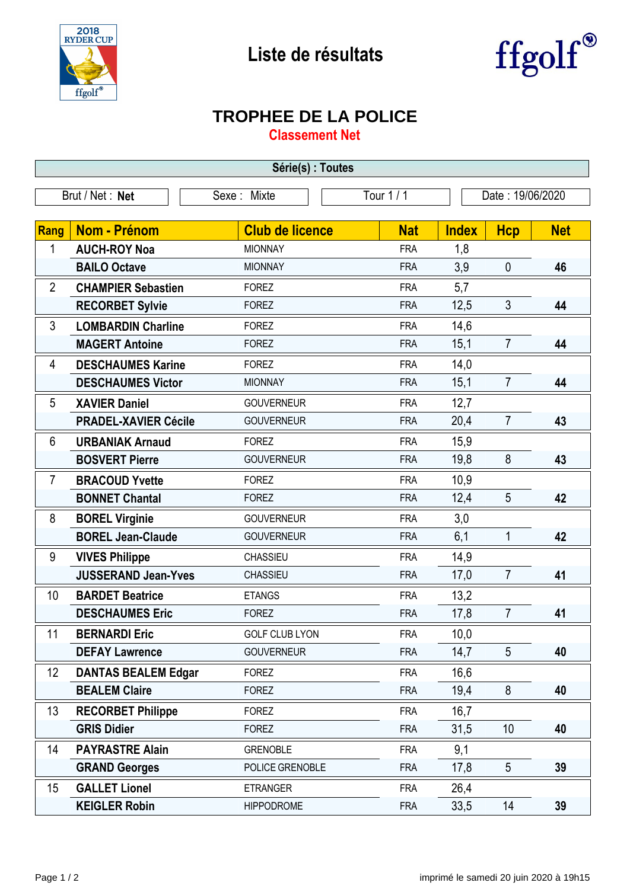# Liste de résultats

## TROPHEE DE LA POLICE

### Classement Net

**Série(s) : Toutes**

Brut / Net : **Net** | Sexe : Mixte | Tour 1 / 1 | Date : 19/06/2020

| Rang | Nom - Prénom | Club de licence | Nat | Index | Hcp | Net |
|---|---|---|---|---|---|---|
| 1 | **AUCH-ROY Noa** | MIONNAY | FRA | 1,8 | | |
| | **BAILO Octave** | MIONNAY | FRA | 3,9 | 0 | **46** |
| 2 | **CHAMPIER Sebastien** | FOREZ | FRA | 5,7 | | |
| | **RECORBET Sylvie** | FOREZ | FRA | 12,5 | 3 | **44** |
| 3 | **LOMBARDIN Charline** | FOREZ | FRA | 14,6 | | |
| | **MAGERT Antoine** | FOREZ | FRA | 15,1 | 7 | **44** |
| 4 | **DESCHAUMES Karine** | FOREZ | FRA | 14,0 | | |
| | **DESCHAUMES Victor** | MIONNAY | FRA | 15,1 | 7 | **44** |
| 5 | **XAVIER Daniel** | GOUVERNEUR | FRA | 12,7 | | |
| | **PRADEL-XAVIER Cécile** | GOUVERNEUR | FRA | 20,4 | 7 | **43** |
| 6 | **URBANIAK Arnaud** | FOREZ | FRA | 15,9 | | |
| | **BOSVERT Pierre** | GOUVERNEUR | FRA | 19,8 | 8 | **43** |
| 7 | **BRACOUD Yvette** | FOREZ | FRA | 10,9 | | |
| | **BONNET Chantal** | FOREZ | FRA | 12,4 | 5 | **42** |
| 8 | **BOREL Virginie** | GOUVERNEUR | FRA | 3,0 | | |
| | **BOREL Jean-Claude** | GOUVERNEUR | FRA | 6,1 | 1 | **42** |
| 9 | **VIVES Philippe** | CHASSIEU | FRA | 14,9 | | |
| | **JUSSERAND Jean-Yves** | CHASSIEU | FRA | 17,0 | 7 | **41** |
| 10 | **BARDET Beatrice** | ETANGS | FRA | 13,2 | | |
| | **DESCHAUMES Eric** | FOREZ | FRA | 17,8 | 7 | **41** |
| 11 | **BERNARDI Eric** | GOLF CLUB LYON | FRA | 10,0 | | |
| | **DEFAY Lawrence** | GOUVERNEUR | FRA | 14,7 | 5 | **40** |
| 12 | **DANTAS BEALEM Edgar** | FOREZ | FRA | 16,6 | | |
| | **BEALEM Claire** | FOREZ | FRA | 19,4 | 8 | **40** |
| 13 | **RECORBET Philippe** | FOREZ | FRA | 16,7 | | |
| | **GRIS Didier** | FOREZ | FRA | 31,5 | 10 | **40** |
| 14 | **PAYRASTRE Alain** | GRENOBLE | FRA | 9,1 | | |
| | **GRAND Georges** | POLICE GRENOBLE | FRA | 17,8 | 5 | **39** |
| 15 | **GALLET Lionel** | ETRANGER | FRA | 26,4 | | |
| | **KEIGLER Robin** | HIPPODROME | FRA | 33,5 | 14 | **39** |

imprimé le samedi 20 juin 2020 à 19h15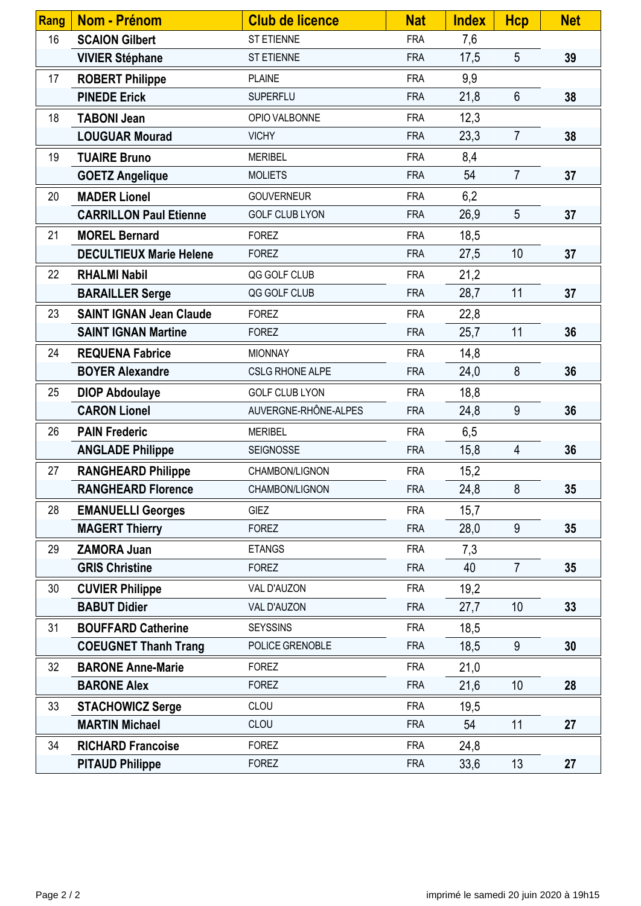| Rang | Nom - Prénom | Club de licence | Nat | Index | Hcp | Net |
|---|---|---|---|---|---|---|
| 16 | **SCAION Gilbert** | ST ETIENNE | FRA | 7,6 | | |
| | **VIVIER Stéphane** | ST ETIENNE | FRA | 17,5 | 5 | **39** |
| 17 | **ROBERT Philippe** | PLAINE | FRA | 9,9 | | |
| | **PINEDE Erick** | SUPERFLU | FRA | 21,8 | 6 | **38** |
| 18 | **TABONI Jean** | OPIO VALBONNE | FRA | 12,3 | | |
| | **LOUGUAR Mourad** | VICHY | FRA | 23,3 | 7 | **38** |
| 19 | **TUAIRE Bruno** | MERIBEL | FRA | 8,4 | | |
| | **GOETZ Angelique** | MOLIETS | FRA | 54 | 7 | **37** |
| 20 | **MADER Lionel** | GOUVERNEUR | FRA | 6,2 | | |
| | **CARRILLON Paul Etienne** | GOLF CLUB LYON | FRA | 26,9 | 5 | **37** |
| 21 | **MOREL Bernard** | FOREZ | FRA | 18,5 | | |
| | **DECULTIEUX Marie Helene** | FOREZ | FRA | 27,5 | 10 | **37** |
| 22 | **RHALMI Nabil** | QG GOLF CLUB | FRA | 21,2 | | |
| | **BARAILLER Serge** | QG GOLF CLUB | FRA | 28,7 | 11 | **37** |
| 23 | **SAINT IGNAN Jean Claude** | FOREZ | FRA | 22,8 | | |
| | **SAINT IGNAN Martine** | FOREZ | FRA | 25,7 | 11 | **36** |
| 24 | **REQUENA Fabrice** | MIONNAY | FRA | 14,8 | | |
| | **BOYER Alexandre** | CSLG RHONE ALPE | FRA | 24,0 | 8 | **36** |
| 25 | **DIOP Abdoulaye** | GOLF CLUB LYON | FRA | 18,8 | | |
| | **CARON Lionel** | AUVERGNE-RHÔNE-ALPES | FRA | 24,8 | 9 | **36** |
| 26 | **PAIN Frederic** | MERIBEL | FRA | 6,5 | | |
| | **ANGLADE Philippe** | SEIGNOSSE | FRA | 15,8 | 4 | **36** |
| 27 | **RANGHEARD Philippe** | CHAMBON/LIGNON | FRA | 15,2 | | |
| | **RANGHEARD Florence** | CHAMBON/LIGNON | FRA | 24,8 | 8 | **35** |
| 28 | **EMANUELLI Georges** | GIEZ | FRA | 15,7 | | |
| | **MAGERT Thierry** | FOREZ | FRA | 28,0 | 9 | **35** |
| 29 | **ZAMORA Juan** | ETANGS | FRA | 7,3 | | |
| | **GRIS Christine** | FOREZ | FRA | 40 | 7 | **35** |
| 30 | **CUVIER Philippe** | VAL D'AUZON | FRA | 19,2 | | |
| | **BABUT Didier** | VAL D'AUZON | FRA | 27,7 | 10 | **33** |
| 31 | **BOUFFARD Catherine** | SEYSSINS | FRA | 18,5 | | |
| | **COEUGNET Thanh Trang** | POLICE GRENOBLE | FRA | 18,5 | 9 | **30** |
| 32 | **BARONE Anne-Marie** | FOREZ | FRA | 21,0 | | |
| | **BARONE Alex** | FOREZ | FRA | 21,6 | 10 | **28** |
| 33 | **STACHOWICZ Serge** | CLOU | FRA | 19,5 | | |
| | **MARTIN Michael** | CLOU | FRA | 54 | 11 | **27** |
| 34 | **RICHARD Francoise** | FOREZ | FRA | 24,8 | | |
| | **PITAUD Philippe** | FOREZ | FRA | 33,6 | 13 | **27** |

imprimé le samedi 20 juin 2020 à 19h15